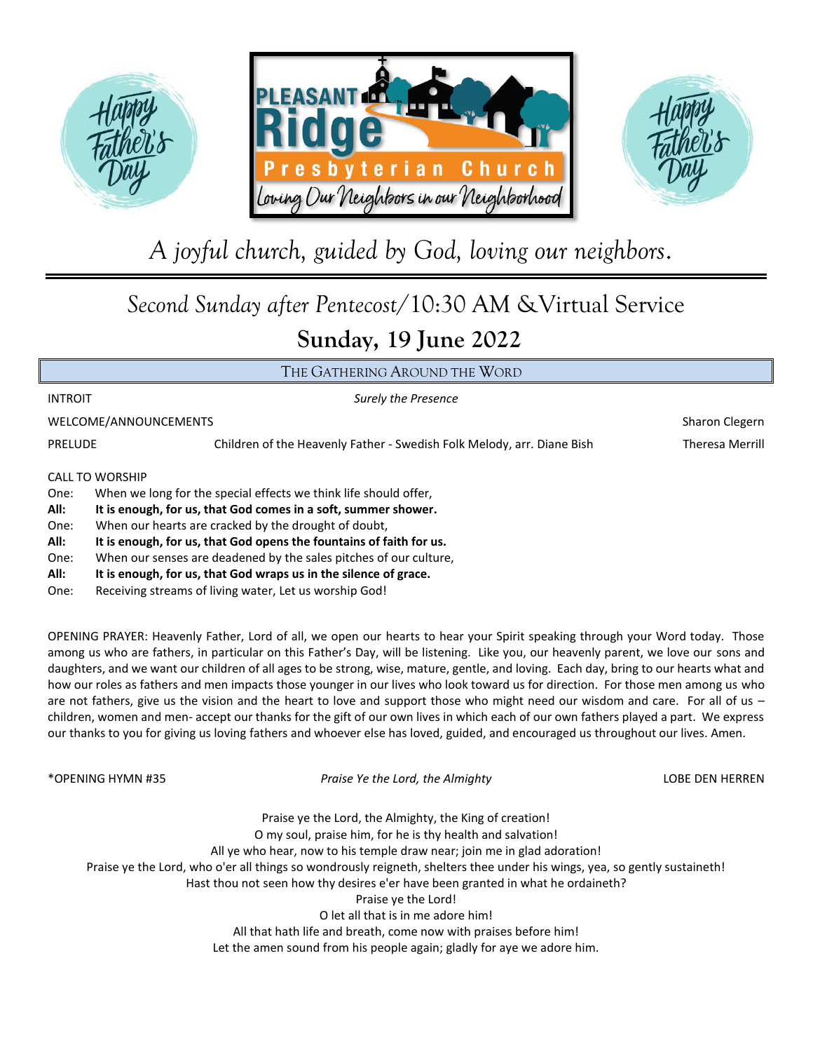Happy Father's Day

PLEASANT Ridge Presbyterian Church
Loving Our Neighbors in our Neighborhood

Happy Father's Day

*A joyful church, guided by God, loving our neighbors.*

---

## Second Sunday after Pentecost/10:30 AM &Virtual Service

## Sunday, 19 June 2022

### THE GATHERING AROUND THE WORD

INTROIT — *Surely the Presence*

WELCOME/ANNOUNCEMENTS — Sharon Clegern

PRELUDE — Children of the Heavenly Father - Swedish Folk Melody, arr. Diane Bish — Theresa Merrill

CALL TO WORSHIP

One: When we long for the special effects we think life should offer,
**All: It is enough, for us, that God comes in a soft, summer shower.**
One: When our hearts are cracked by the drought of doubt,
**All: It is enough, for us, that God opens the fountains of faith for us.**
One: When our senses are deadened by the sales pitches of our culture,
**All: It is enough, for us, that God wraps us in the silence of grace.**
One: Receiving streams of living water, Let us worship God!

OPENING PRAYER: Heavenly Father, Lord of all, we open our hearts to hear your Spirit speaking through your Word today. Those among us who are fathers, in particular on this Father's Day, will be listening. Like you, our heavenly parent, we love our sons and daughters, and we want our children of all ages to be strong, wise, mature, gentle, and loving. Each day, bring to our hearts what and how our roles as fathers and men impacts those younger in our lives who look toward us for direction. For those men among us who are not fathers, give us the vision and the heart to love and support those who might need our wisdom and care. For all of us – children, women and men- accept our thanks for the gift of our own lives in which each of our own fathers played a part. We express our thanks to you for giving us loving fathers and whoever else has loved, guided, and encouraged us throughout our lives. Amen.

*OPENING HYMN #35 — *Praise Ye the Lord, the Almighty* — LOBE DEN HERREN

Praise ye the Lord, the Almighty, the King of creation!
O my soul, praise him, for he is thy health and salvation!
All ye who hear, now to his temple draw near; join me in glad adoration!
Praise ye the Lord, who o'er all things so wondrously reigneth, shelters thee under his wings, yea, so gently sustaineth!
Hast thou not seen how thy desires e'er have been granted in what he ordaineth?
Praise ye the Lord!
O let all that is in me adore him!
All that hath life and breath, come now with praises before him!
Let the amen sound from his people again; gladly for aye we adore him.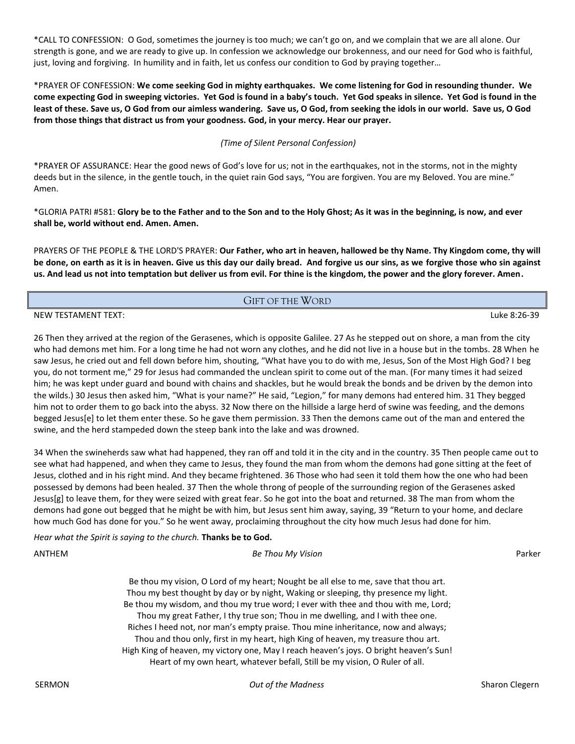*CALL TO CONFESSION: O God, sometimes the journey is too much; we can't go on, and we complain that we are all alone. Our strength is gone, and we are ready to give up. In confession we acknowledge our brokenness, and our need for God who is faithful, just, loving and forgiving. In humility and in faith, let us confess our condition to God by praying together…

*PRAYER OF CONFESSION: **We come seeking God in mighty earthquakes. We come listening for God in resounding thunder. We come expecting God in sweeping victories. Yet God is found in a baby's touch. Yet God speaks in silence. Yet God is found in the least of these. Save us, O God from our aimless wandering. Save us, O God, from seeking the idols in our world. Save us, O God from those things that distract us from your goodness. God, in your mercy. Hear our prayer.**

*(Time of Silent Personal Confession)*

*PRAYER OF ASSURANCE: Hear the good news of God's love for us; not in the earthquakes, not in the storms, not in the mighty deeds but in the silence, in the gentle touch, in the quiet rain God says, "You are forgiven. You are my Beloved. You are mine." Amen.

*GLORIA PATRI #581: **Glory be to the Father and to the Son and to the Holy Ghost; As it was in the beginning, is now, and ever shall be, world without end. Amen. Amen.**

PRAYERS OF THE PEOPLE & THE LORD'S PRAYER: **Our Father, who art in heaven, hallowed be thy Name. Thy Kingdom come, thy will be done, on earth as it is in heaven. Give us this day our daily bread. And forgive us our sins, as we forgive those who sin against us. And lead us not into temptation but deliver us from evil. For thine is the kingdom, the power and the glory forever. Amen.**

## GIFT OF THE WORD

NEW TESTAMENT TEXT: Luke 8:26-39

26 Then they arrived at the region of the Gerasenes, which is opposite Galilee. 27 As he stepped out on shore, a man from the city who had demons met him. For a long time he had not worn any clothes, and he did not live in a house but in the tombs. 28 When he saw Jesus, he cried out and fell down before him, shouting, "What have you to do with me, Jesus, Son of the Most High God? I beg you, do not torment me," 29 for Jesus had commanded the unclean spirit to come out of the man. (For many times it had seized him; he was kept under guard and bound with chains and shackles, but he would break the bonds and be driven by the demon into the wilds.) 30 Jesus then asked him, "What is your name?" He said, "Legion," for many demons had entered him. 31 They begged him not to order them to go back into the abyss. 32 Now there on the hillside a large herd of swine was feeding, and the demons begged Jesus[e] to let them enter these. So he gave them permission. 33 Then the demons came out of the man and entered the swine, and the herd stampeded down the steep bank into the lake and was drowned.

34 When the swineherds saw what had happened, they ran off and told it in the city and in the country. 35 Then people came out to see what had happened, and when they came to Jesus, they found the man from whom the demons had gone sitting at the feet of Jesus, clothed and in his right mind. And they became frightened. 36 Those who had seen it told them how the one who had been possessed by demons had been healed. 37 Then the whole throng of people of the surrounding region of the Gerasenes asked Jesus[g] to leave them, for they were seized with great fear. So he got into the boat and returned. 38 The man from whom the demons had gone out begged that he might be with him, but Jesus sent him away, saying, 39 "Return to your home, and declare how much God has done for you." So he went away, proclaiming throughout the city how much Jesus had done for him.

*Hear what the Spirit is saying to the church.* **Thanks be to God.**

ANTHEM *Be Thou My Vision* Parker

Be thou my vision, O Lord of my heart; Nought be all else to me, save that thou art.
Thou my best thought by day or by night, Waking or sleeping, thy presence my light.
Be thou my wisdom, and thou my true word; I ever with thee and thou with me, Lord;
Thou my great Father, I thy true son; Thou in me dwelling, and I with thee one.
Riches I heed not, nor man's empty praise. Thou mine inheritance, now and always;
Thou and thou only, first in my heart, high King of heaven, my treasure thou art.
High King of heaven, my victory one, May I reach heaven's joys. O bright heaven's Sun!
Heart of my own heart, whatever befall, Still be my vision, O Ruler of all.

SERMON *Out of the Madness* Sharon Clegern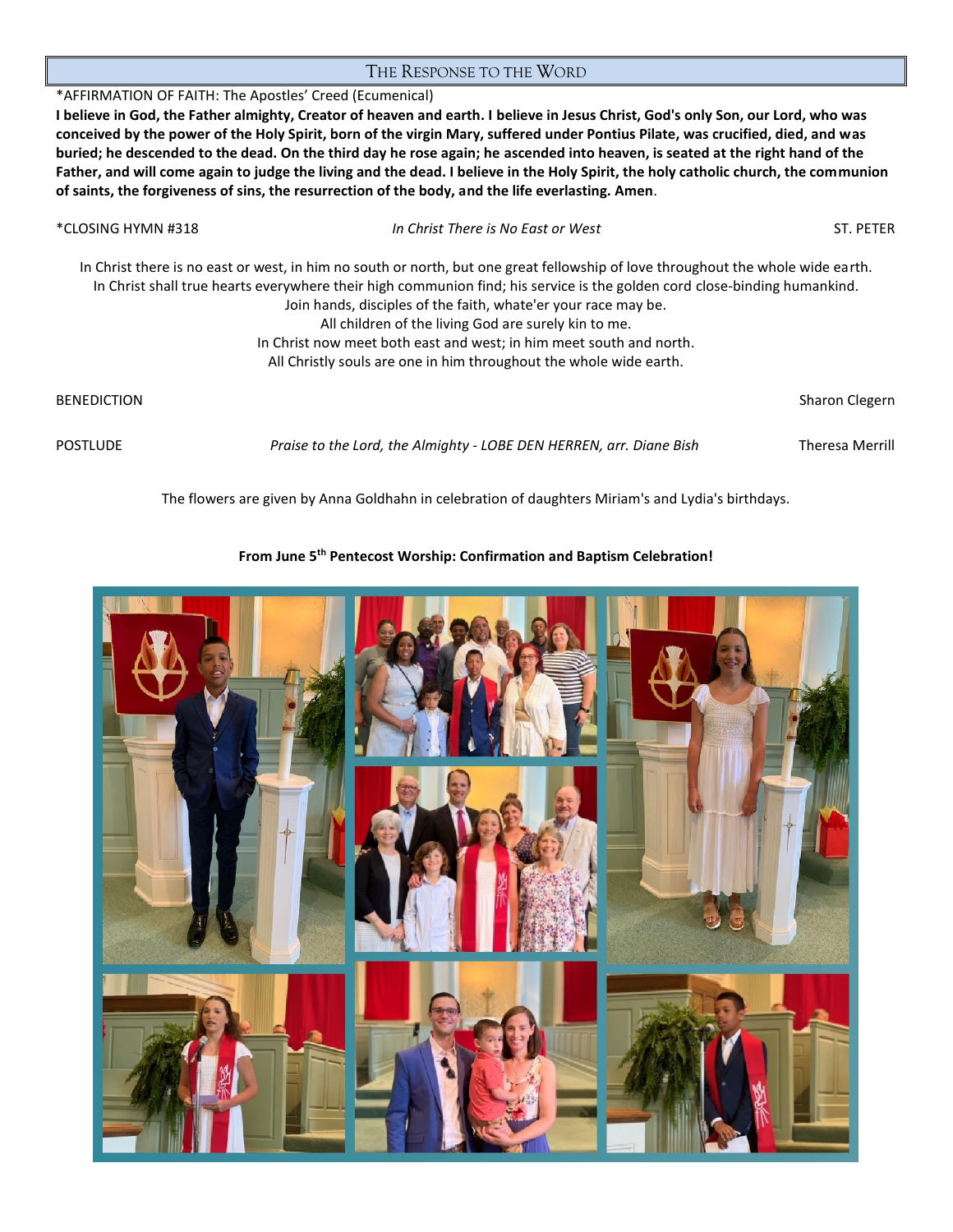## The Response to the Word

*AFFIRMATION OF FAITH: The Apostles' Creed (Ecumenical)

**I believe in God, the Father almighty, Creator of heaven and earth. I believe in Jesus Christ, God's only Son, our Lord, who was conceived by the power of the Holy Spirit, born of the virgin Mary, suffered under Pontius Pilate, was crucified, died, and was buried; he descended to the dead. On the third day he rose again; he ascended into heaven, is seated at the right hand of the Father, and will come again to judge the living and the dead. I believe in the Holy Spirit, the holy catholic church, the communion of saints, the forgiveness of sins, the resurrection of the body, and the life everlasting. Amen**.

*CLOSING HYMN #318 — *In Christ There is No East or West* — ST. PETER

In Christ there is no east or west, in him no south or north, but one great fellowship of love throughout the whole wide earth.
In Christ shall true hearts everywhere their high communion find; his service is the golden cord close-binding humankind.
Join hands, disciples of the faith, whate'er your race may be.
All children of the living God are surely kin to me.
In Christ now meet both east and west; in him meet south and north.
All Christly souls are one in him throughout the whole wide earth.

BENEDICTION — Sharon Clegern

POSTLUDE — *Praise to the Lord, the Almighty - LOBE DEN HERREN, arr. Diane Bish* — Theresa Merrill

The flowers are given by Anna Goldhahn in celebration of daughters Miriam's and Lydia's birthdays.

**From June 5th Pentecost Worship: Confirmation and Baptism Celebration!**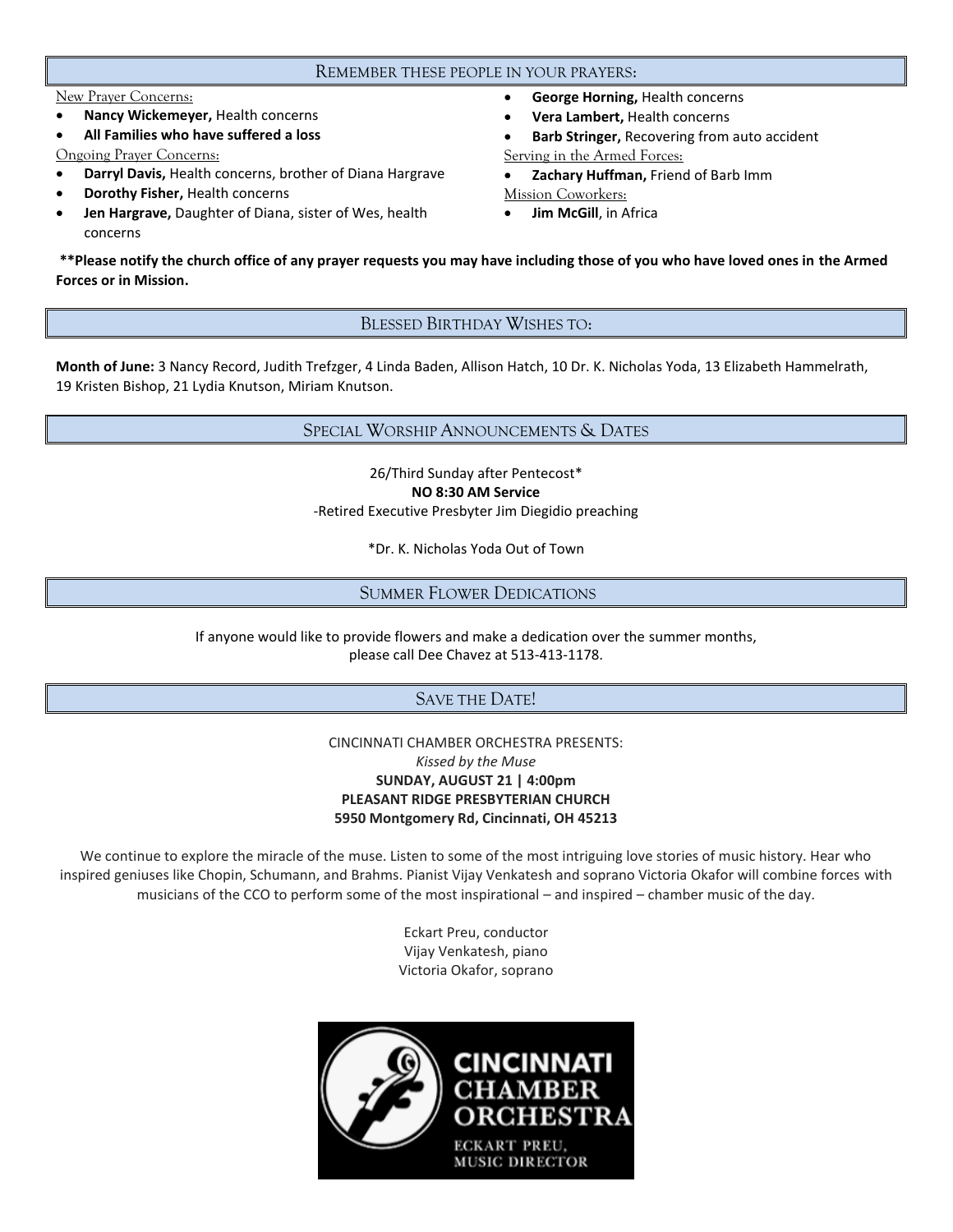## Remember these people in your prayers:

New Prayer Concerns:

- **Nancy Wickemeyer,** Health concerns
- **All Families who have suffered a loss**

Ongoing Prayer Concerns:

- **Darryl Davis,** Health concerns, brother of Diana Hargrave
- **Dorothy Fisher,** Health concerns
- **Jen Hargrave,** Daughter of Diana, sister of Wes, health concerns
- **George Horning,** Health concerns
- **Vera Lambert,** Health concerns
- **Barb Stringer,** Recovering from auto accident

Serving in the Armed Forces:

- **Zachary Huffman,** Friend of Barb Imm

Mission Coworkers:

- **Jim McGill**, in Africa

**\*\*Please notify the church office of any prayer requests you may have including those of you who have loved ones in the Armed Forces or in Mission.**

## Blessed Birthday Wishes to:

**Month of June:** 3 Nancy Record, Judith Trefzger, 4 Linda Baden, Allison Hatch, 10 Dr. K. Nicholas Yoda, 13 Elizabeth Hammelrath, 19 Kristen Bishop, 21 Lydia Knutson, Miriam Knutson.

## Special Worship Announcements & Dates

26/Third Sunday after Pentecost*
**NO 8:30 AM Service**
-Retired Executive Presbyter Jim Diegidio preaching

*Dr. K. Nicholas Yoda Out of Town

## Summer Flower Dedications

If anyone would like to provide flowers and make a dedication over the summer months, please call Dee Chavez at 513-413-1178.

## Save the Date!

CINCINNATI CHAMBER ORCHESTRA PRESENTS:
*Kissed by the Muse*
**SUNDAY, AUGUST 21 | 4:00pm**
**PLEASANT RIDGE PRESBYTERIAN CHURCH**
**5950 Montgomery Rd, Cincinnati, OH 45213**

We continue to explore the miracle of the muse. Listen to some of the most intriguing love stories of music history. Hear who inspired geniuses like Chopin, Schumann, and Brahms. Pianist Vijay Venkatesh and soprano Victoria Okafor will combine forces with musicians of the CCO to perform some of the most inspirational – and inspired – chamber music of the day.

Eckart Preu, conductor
Vijay Venkatesh, piano
Victoria Okafor, soprano

CINCINNATI CHAMBER ORCHESTRA
ECKART PREU, MUSIC DIRECTOR